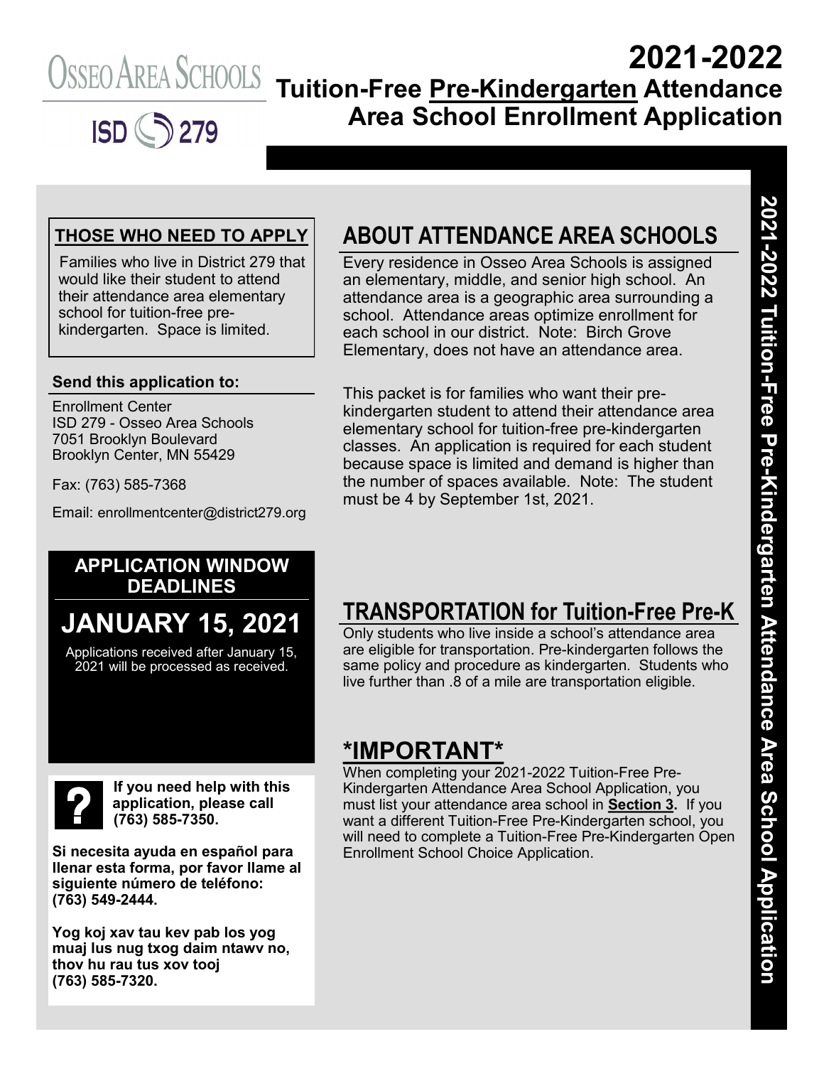Osseo Area Schools

ISD 279

# 2021-2022 Tuition-Free Pre-Kindergarten Attendance Area School Enrollment Application

### THOSE WHO NEED TO APPLY

Families who live in District 279 that would like their student to attend their attendance area elementary school for tuition-free pre-kindergarten. Space is limited.

**Send this application to:**

Enrollment Center
ISD 279 - Osseo Area Schools
7051 Brooklyn Boulevard
Brooklyn Center, MN 55429

Fax: (763) 585-7368

Email: enrollmentcenter@district279.org

### APPLICATION WINDOW DEADLINES

## JANUARY 15, 2021

Applications received after January 15, 2021 will be processed as received.

**If you need help with this application, please call (763) 585-7350.**

**Si necesita ayuda en español para llenar esta forma, por favor llame al siguiente número de teléfono: (763) 549-2444.**

**Yog koj xav tau kev pab los yog muaj lus nug txog daim ntawv no, thov hu rau tus xov tooj (763) 585-7320.**

## ABOUT ATTENDANCE AREA SCHOOLS

Every residence in Osseo Area Schools is assigned an elementary, middle, and senior high school. An attendance area is a geographic area surrounding a school. Attendance areas optimize enrollment for each school in our district. Note: Birch Grove Elementary, does not have an attendance area.

This packet is for families who want their pre-kindergarten student to attend their attendance area elementary school for tuition-free pre-kindergarten classes. An application is required for each student because space is limited and demand is higher than the number of spaces available. Note: The student must be 4 by September 1st, 2021.

## TRANSPORTATION for Tuition-Free Pre-K

Only students who live inside a school's attendance area are eligible for transportation. Pre-kindergarten follows the same policy and procedure as kindergarten. Students who live further than .8 of a mile are transportation eligible.

## *IMPORTANT*

When completing your 2021-2022 Tuition-Free Pre-Kindergarten Attendance Area School Application, you must list your attendance area school in **Section 3.** If you want a different Tuition-Free Pre-Kindergarten school, you will need to complete a Tuition-Free Pre-Kindergarten Open Enrollment School Choice Application.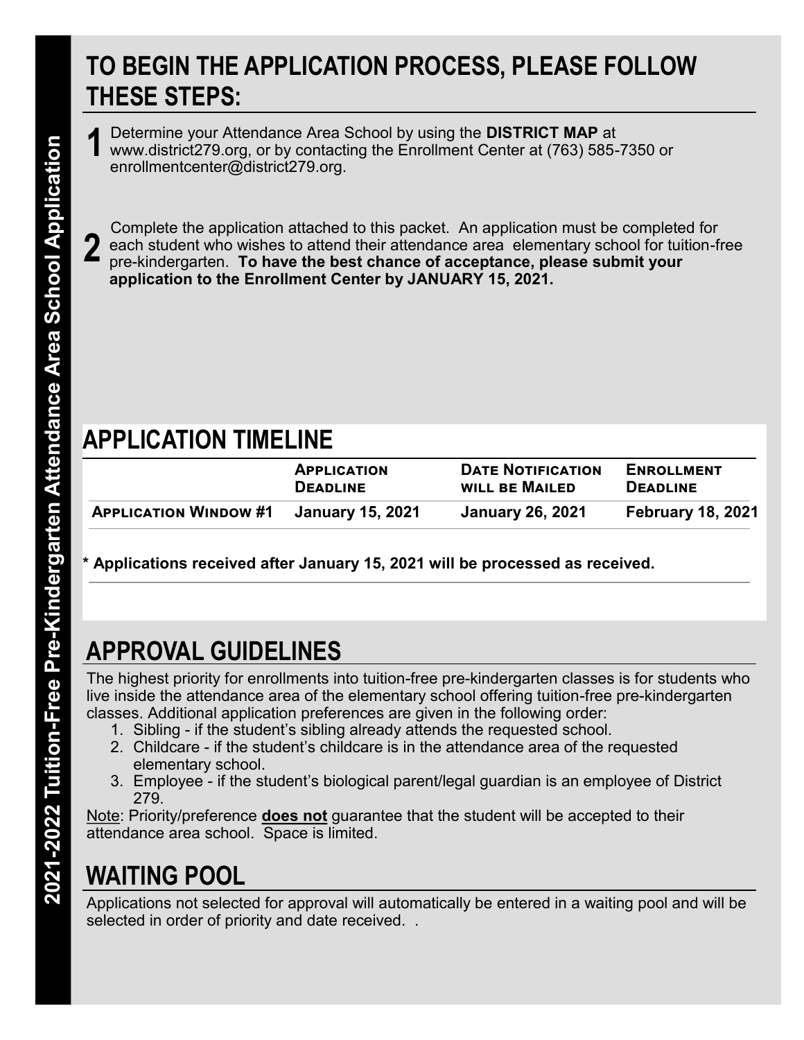# TO BEGIN THE APPLICATION PROCESS, PLEASE FOLLOW THESE STEPS:

**1** Determine your Attendance Area School by using the **DISTRICT MAP** at www.district279.org, or by contacting the Enrollment Center at (763) 585-7350 or enrollmentcenter@district279.org.

**2** Complete the application attached to this packet. An application must be completed for each student who wishes to attend their attendance area elementary school for tuition-free pre-kindergarten. **To have the best chance of acceptance, please submit your application to the Enrollment Center by JANUARY 15, 2021.**

# APPLICATION TIMELINE

| | Application Deadline | Date Notification will be Mailed | Enrollment Deadline |
|---|---|---|---|
| **Application Window #1** | **January 15, 2021** | **January 26, 2021** | **February 18, 2021** |

**\* Applications received after January 15, 2021 will be processed as received.**

# APPROVAL GUIDELINES

The highest priority for enrollments into tuition-free pre-kindergarten classes is for students who live inside the attendance area of the elementary school offering tuition-free pre-kindergarten classes. Additional application preferences are given in the following order:

1. Sibling - if the student's sibling already attends the requested school.
2. Childcare - if the student's childcare is in the attendance area of the requested elementary school.
3. Employee - if the student's biological parent/legal guardian is an employee of District 279.

Note: Priority/preference **does not** guarantee that the student will be accepted to their attendance area school. Space is limited.

# WAITING POOL

Applications not selected for approval will automatically be entered in a waiting pool and will be selected in order of priority and date received. .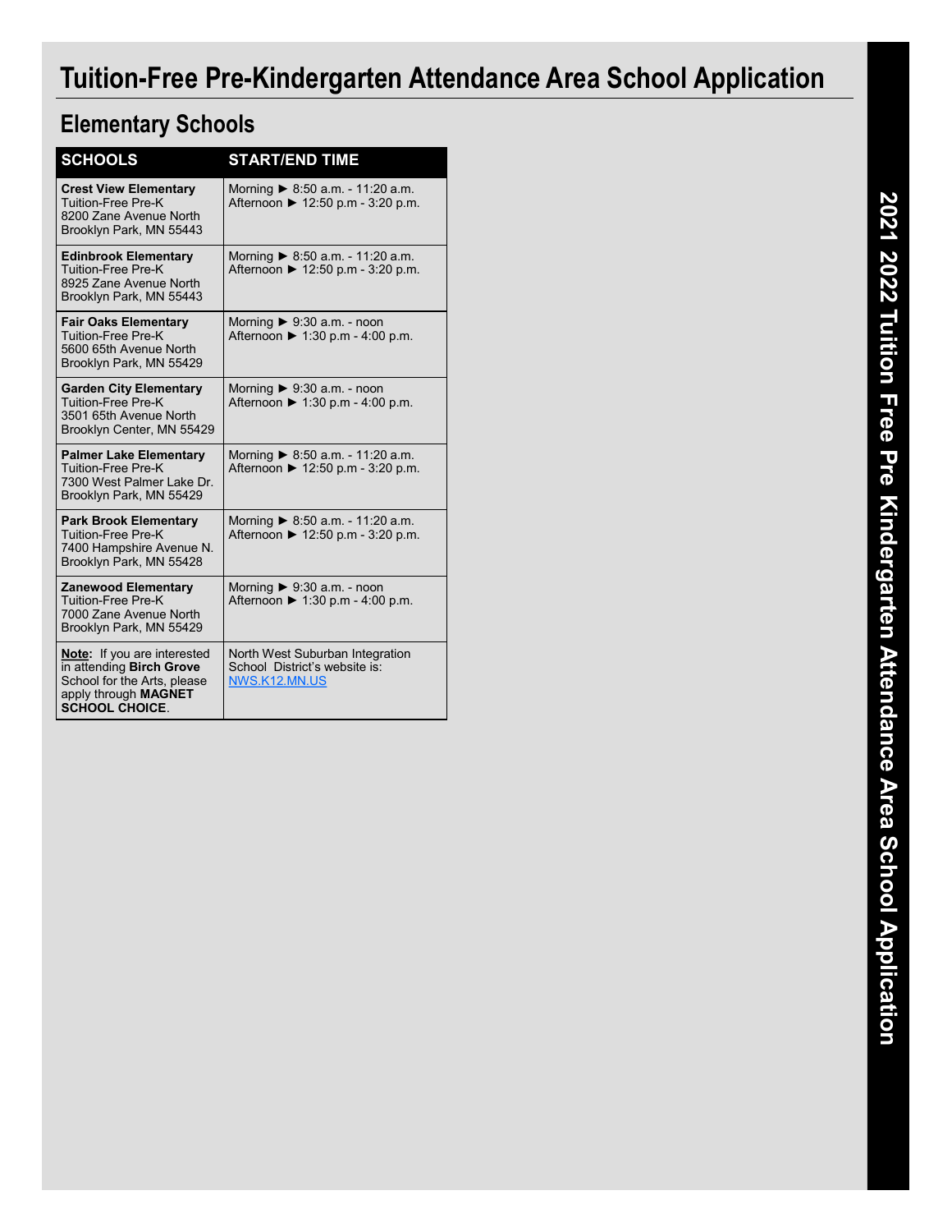# Tuition-Free Pre-Kindergarten Attendance Area School Application

## Elementary Schools

| SCHOOLS | START/END TIME |
|---|---|
| **Crest View Elementary**<br>Tuition-Free Pre-K<br>8200 Zane Avenue North<br>Brooklyn Park, MN 55443 | Morning ► 8:50 a.m. - 11:20 a.m.<br>Afternoon ► 12:50 p.m - 3:20 p.m. |
| **Edinbrook Elementary**<br>Tuition-Free Pre-K<br>8925 Zane Avenue North<br>Brooklyn Park, MN 55443 | Morning ► 8:50 a.m. - 11:20 a.m.<br>Afternoon ► 12:50 p.m - 3:20 p.m. |
| **Fair Oaks Elementary**<br>Tuition-Free Pre-K<br>5600 65th Avenue North<br>Brooklyn Park, MN 55429 | Morning ► 9:30 a.m. - noon<br>Afternoon ► 1:30 p.m - 4:00 p.m. |
| **Garden City Elementary**<br>Tuition-Free Pre-K<br>3501 65th Avenue North<br>Brooklyn Center, MN 55429 | Morning ► 9:30 a.m. - noon<br>Afternoon ► 1:30 p.m - 4:00 p.m. |
| **Palmer Lake Elementary**<br>Tuition-Free Pre-K<br>7300 West Palmer Lake Dr.<br>Brooklyn Park, MN 55429 | Morning ► 8:50 a.m. - 11:20 a.m.<br>Afternoon ► 12:50 p.m - 3:20 p.m. |
| **Park Brook Elementary**<br>Tuition-Free Pre-K<br>7400 Hampshire Avenue N.<br>Brooklyn Park, MN 55428 | Morning ► 8:50 a.m. - 11:20 a.m.<br>Afternoon ► 12:50 p.m - 3:20 p.m. |
| **Zanewood Elementary**<br>Tuition-Free Pre-K<br>7000 Zane Avenue North<br>Brooklyn Park, MN 55429 | Morning ► 9:30 a.m. - noon<br>Afternoon ► 1:30 p.m - 4:00 p.m. |
| **Note:** If you are interested in attending **Birch Grove** School for the Arts, please apply through **MAGNET SCHOOL CHOICE**. | North West Suburban Integration School District's website is: NWS.K12.MN.US |

2021 2022 Tuition Free Pre Kindergarten Attendance Area School Application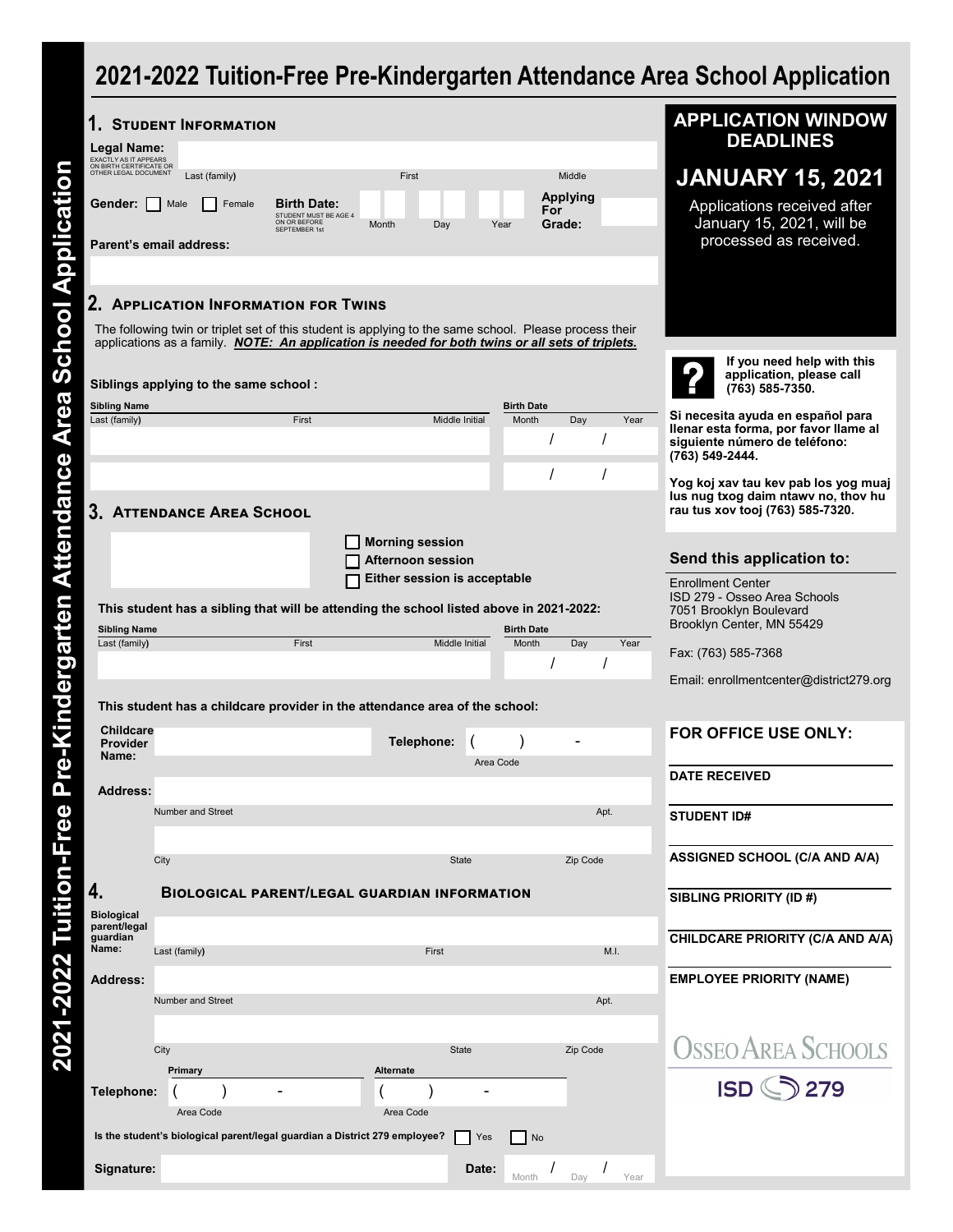# 2021-2022 Tuition-Free Pre-Kindergarten Attendance Area School Application

## 1. Student Information

**Legal Name:** EXACTLY AS IT APPEARS ON BIRTH CERTIFICATE OR OTHER LEGAL DOCUMENT

Last (family) First Middle

**Gender:** ☐ Male ☐ Female **Birth Date:** STUDENT MUST BE AGE 4 ON OR BEFORE SEPTEMBER 1st Month Day Year **Applying For Grade:**

**Parent's email address:**

## 2. Application Information for Twins

The following twin or triplet set of this student is applying to the same school. Please process their applications as a family. ***NOTE: An application is needed for both twins or all sets of triplets.***

**Siblings applying to the same school :**

| Sibling Name Last (family) | First | Middle Initial | Birth Date Month | Day | Year |
|---|---|---|---|---|---|
| | | | / | / | |
| | | | / | / | |

## 3. Attendance Area School

☐ **Morning session**
☐ **Afternoon session**
☐ **Either session is acceptable**

**This student has a sibling that will be attending the school listed above in 2021-2022:**

| Sibling Name Last (family) | First | Middle Initial | Birth Date Month | Day | Year |
|---|---|---|---|---|---|
| | | | / | / | |

**This student has a childcare provider in the attendance area of the school:**

**Childcare Provider Name:** **Telephone:** ( ) - Area Code

**Address:** Number and Street Apt.

City State Zip Code

## 4. Biological parent/legal guardian information

**Biological parent/legal guardian Name:** Last (family) First M.I.

**Address:** Number and Street Apt.

City State Zip Code

**Telephone:** Primary ( ) - Area Code Alternate ( ) - Area Code

**Is the student's biological parent/legal guardian a District 279 employee?** ☐ Yes ☐ No

**Signature:** **Date:** Month / Day / Year

## APPLICATION WINDOW DEADLINES

## JANUARY 15, 2021

Applications received after January 15, 2021, will be processed as received.

**If you need help with this application, please call (763) 585-7350.**

**Si necesita ayuda en español para llenar esta forma, por favor llame al siguiente número de teléfono: (763) 549-2444.**

**Yog koj xav tau kev pab los yog muaj lus nug txog daim ntawv no, thov hu rau tus xov tooj (763) 585-7320.**

### Send this application to:

Enrollment Center
ISD 279 - Osseo Area Schools
7051 Brooklyn Boulevard
Brooklyn Center, MN 55429

Fax: (763) 585-7368

Email: enrollmentcenter@district279.org

### FOR OFFICE USE ONLY:

**DATE RECEIVED**

**STUDENT ID#**

**ASSIGNED SCHOOL (C/A AND A/A)**

**SIBLING PRIORITY (ID #)**

**CHILDCARE PRIORITY (C/A AND A/A)**

**EMPLOYEE PRIORITY (NAME)**

OSSEO AREA SCHOOLS
ISD 279